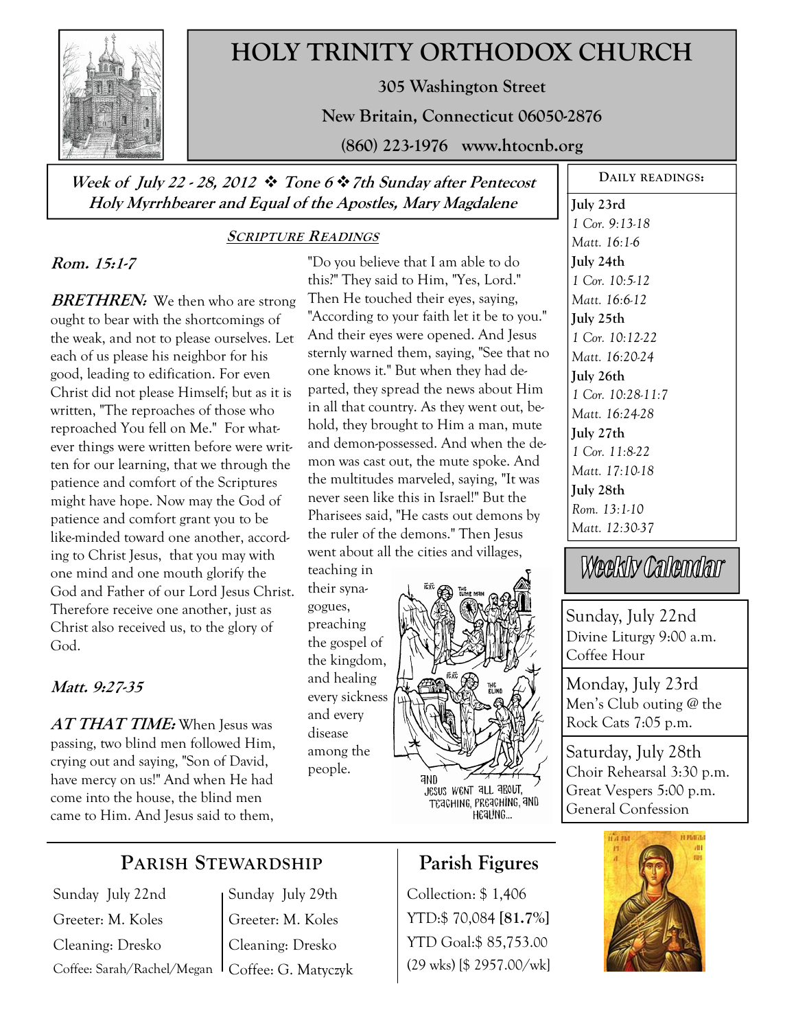# HOLY TRINITY ORTHODOX CHURCH

**305 Washington Street**

**New Britain, Connecticut 06050-2876**

**(860) 223-1976 www.htocnb.org**

***Week of July 22 - 28, 2012 ❖ Tone 6 ❖ 7th Sunday after Pentecost***
***Holy Myrrhbearer and Equal of the Apostles, Mary Magdalene***

## SCRIPTURE READINGS

***Rom. 15:1-7***

***BRETHREN:*** We then who are strong ought to bear with the shortcomings of the weak, and not to please ourselves. Let each of us please his neighbor for his good, leading to edification. For even Christ did not please Himself; but as it is written, "The reproaches of those who reproached You fell on Me." For whatever things were written before were written for our learning, that we through the patience and comfort of the Scriptures might have hope. Now may the God of patience and comfort grant you to be like-minded toward one another, according to Christ Jesus, that you may with one mind and one mouth glorify the God and Father of our Lord Jesus Christ. Therefore receive one another, just as Christ also received us, to the glory of God.

***Matt. 9:27-35***

***AT THAT TIME:*** When Jesus was passing, two blind men followed Him, crying out and saying, "Son of David, have mercy on us!" And when He had come into the house, the blind men came to Him. And Jesus said to them, "Do you believe that I am able to do this?" They said to Him, "Yes, Lord." Then He touched their eyes, saying, "According to your faith let it be to you." And their eyes were opened. And Jesus sternly warned them, saying, "See that no one knows it." But when they had departed, they spread the news about Him in all that country. As they went out, behold, they brought to Him a man, mute and demon-possessed. And when the demon was cast out, the mute spoke. And the multitudes marveled, saying, "It was never seen like this in Israel!" But the Pharisees said, "He casts out demons by the ruler of the demons." Then Jesus went about all the cities and villages, teaching in their synagogues, preaching the gospel of the kingdom, and healing every sickness and every disease among the people.

And Jesus went all about, teaching, preaching, and healing...

**DAILY READINGS:**

**July 23rd**
*1 Cor. 9:13-18*
*Matt. 16:1-6*

**July 24th**
*1 Cor. 10:5-12*
*Matt. 16:6-12*

**July 25th**
*1 Cor. 10:12-22*
*Matt. 16:20-24*

**July 26th**
*1 Cor. 10:28-11:7*
*Matt. 16:24-28*

**July 27th**
*1 Cor. 11:8-22*
*Matt. 17:10-18*

**July 28th**
*Rom. 13:1-10*
*Matt. 12:30-37*

## Weekly Calendar

**Sunday, July 22nd**
Divine Liturgy 9:00 a.m.
Coffee Hour

**Monday, July 23rd**
Men's Club outing @ the Rock Cats 7:05 p.m.

**Saturday, July 28th**
Choir Rehearsal 3:30 p.m.
Great Vespers 5:00 p.m.
General Confession

## PARISH STEWARDSHIP

| Sunday July 22nd | Sunday July 29th |
|---|---|
| Greeter: M. Koles | Greeter: M. Koles |
| Cleaning: Dresko | Cleaning: Dresko |
| Coffee: Sarah/Rachel/Megan | Coffee: G. Matyczyk |

## Parish Figures

Collection: $ 1,406
YTD:$ 70,084 **[81.7%]**
YTD Goal:$ 85,753.00
(29 wks) [$ 2957.00/wk]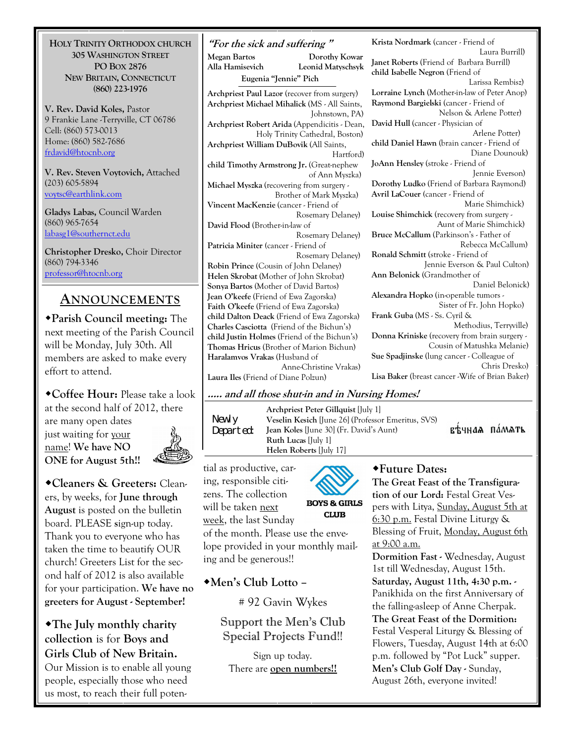**HOLY TRINITY ORTHODOX CHURCH**
**305 WASHINGTON STREET**
**PO BOX 2876**
**NEW BRITAIN, CONNECTICUT**
**(860) 223-1976**

**V. Rev. David Koles,** Pastor
9 Frankie Lane -Terryville, CT 06786
Cell: (860) 573-0013
Home: (860) 582-7686
frdavid@htocnb.org

**V. Rev. Steven Voytovich,** Attached
(203) 605-5894
voytsc@earthlink.com

**Gladys Labas,** Council Warden
(860) 965-7654
labasg1@southernct.edu

**Christopher Dresko,** Choir Director
(860) 794-3346
professor@htocnb.org

## ANNOUNCEMENTS

◆**Parish Council meeting:** The next meeting of the Parish Council will be Monday, July 30th. All members are asked to make every effort to attend.

◆**Coffee Hour:** Please take a look at the second half of 2012, there are many open dates just waiting for your name! **We have NO ONE for August 5th!!**

◆**Cleaners & Greeters:** Cleaners, by weeks, for **June through August** is posted on the bulletin board. PLEASE sign-up today. Thank you to everyone who has taken the time to beautify OUR church! Greeters List for the second half of 2012 is also available for your participation. **We have no greeters for August - September!**

◆**The July monthly charity collection** is for **Boys and Girls Club of New Britain.** Our Mission is to enable all young people, especially those who need us most, to reach their full potential as productive, caring, responsible citizens. The collection will be taken next week, the last Sunday of the month. Please use the envelope provided in your monthly mailing and be generous!!

BOYS & GIRLS CLUB

◆**Men's Club Lotto –**

# 92 Gavin Wykes

Support the Men's Club Special Projects Fund!!

Sign up today.
There are **open numbers!!**

### *"For the sick and suffering"*

**Megan Bartos**
**Dorothy Kowar**
**Alla Hamisevich**
**Leonid Matyschsyk**
**Eugenia "Jennie" Pich**
**Archpriest Paul Lazor** (recover from surgery)
**Archpriest Michael Mihalick** (MS - All Saints, Johnstown, PA)
**Archpriest Robert Arida** (Appendicitis - Dean, Holy Trinity Cathedral, Boston)
**Archpriest William DuBovik** (All Saints, Hartford)
**child Timothy Armstrong Jr.** (Great-nephew of Ann Myszka)
**Michael Myszka** (recovering from surgery - Brother of Mark Myszka)
**Vincent MacKenzie** (cancer - Friend of Rosemary Delaney)
**David Flood** (Brother-in-law of Rosemary Delaney)
**Patricia Miniter** (cancer - Friend of Rosemary Delaney)
**Robin Prince** (Cousin of John Delaney)
**Helen Skrobat** (Mother of John Skrobat)
**Sonya Bartos** (Mother of David Bartos)
**Jean O'keefe** (Friend of Ewa Zagorska)
**Faith O'keefe** (Friend of Ewa Zagorska)
**child Dalton Deack** (Friend of Ewa Zagorska)
**Charles Casciotta** (Friend of the Bichun's)
**child Justin Holmes** (Friend of the Bichun's)
**Thomas Hricus** (Brother of Marion Bichun)
**Haralamvos Vrakas** (Husband of Anne-Christine Vrakas)
**Laura Iles** (Friend of Diane Polzun)
**Krista Nordmark** (cancer - Friend of Laura Burrill)
**Janet Roberts** (Friend of Barbara Burrill)
**child Isabelle Negron** (Friend of Larissa Rembisz)
**Lorraine Lynch** (Mother-in-law of Peter Anop)
**Raymond Bargielski** (cancer - Friend of Nelson & Arlene Potter)
**David Hull** (cancer - Physician of Arlene Potter)
**child Daniel Hawn** (brain cancer - Friend of Diane Dounouk)
**JoAnn Hensley** (stroke - Friend of Jennie Everson)
**Dorothy Ludko** (Friend of Barbara Raymond)
**Avril LaCouer** (cancer - Friend of Marie Shimchick)
**Louise Shimchick** (recovery from surgery - Aunt of Marie Shimchick)
**Bruce McCallum** (Parkinson's - Father of Rebecca McCallum)
**Ronald Schmitt** (stroke - Friend of Jennie Everson & Paul Culton)
**Ann Belonick** (Grandmother of Daniel Belonick)
**Alexandra Hopko** (in-operable tumors - Sister of Fr. John Hopko)
**Frank Guba** (MS - Ss. Cyril & Methodius, Terryville)
**Donna Kriniske** (recovery from brain surgery - Cousin of Matushka Melanie)
**Sue Spadjinske** (lung cancer - Colleague of Chris Dresko)
**Lisa Baker** (breast cancer -Wife of Brian Baker)

***..... and all those shut-in and in Nursing Homes!***

**Newly Departed:**
**Archpriest Peter Gillquist** [July 1]
**Veselin Kesich** [June 26] (Professor Emeritus, SVS)
**Jean Koles** [June 30] (Fr. David's Aunt)
**Ruth Lucas** [July 1]
**Helen Roberts** [July 17]

Вѣчная память

◆**Future Dates:**

**The Great Feast of the Transfiguration of our Lord:** Festal Great Vespers with Litya, Sunday, August 5th at 6:30 p.m. Festal Divine Liturgy & Blessing of Fruit, Monday, August 6th at 9:00 a.m.

**Dormition Fast -** Wednesday, August 1st till Wednesday, August 15th.

**Saturday, August 11th, 4:30 p.m. -** Panikhida on the first Anniversary of the falling-asleep of Anne Cherpak.

**The Great Feast of the Dormition:** Festal Vesperal Liturgy & Blessing of Flowers, Tuesday, August 14th at 6:00 p.m. followed by "Pot Luck" supper.

**Men's Club Golf Day -** Sunday, August 26th, everyone invited!